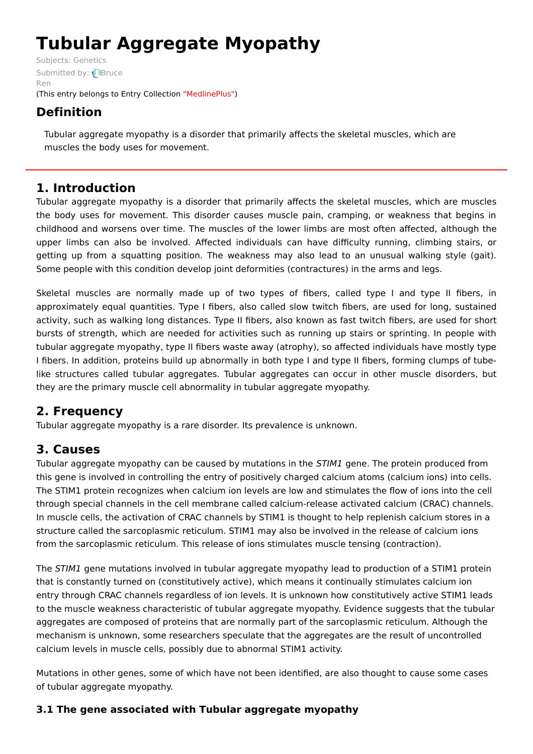# Tubular Aggregate Myopathy

Subjects: Genetics

Submitted by: Bruce Ren

(This entry belongs to Entry Collection "MedlinePlus")

## Definition

Tubular aggregate myopathy is a disorder that primarily affects the skeletal muscles, which are muscles the body uses for movement.

## 1. Introduction

Tubular aggregate myopathy is a disorder that primarily affects the skeletal muscles, which are muscles the body uses for movement. This disorder causes muscle pain, cramping, or weakness that begins in childhood and worsens over time. The muscles of the lower limbs are most often affected, although the upper limbs can also be involved. Affected individuals can have difficulty running, climbing stairs, or getting up from a squatting position. The weakness may also lead to an unusual walking style (gait). Some people with this condition develop joint deformities (contractures) in the arms and legs.

Skeletal muscles are normally made up of two types of fibers, called type I and type II fibers, in approximately equal quantities. Type I fibers, also called slow twitch fibers, are used for long, sustained activity, such as walking long distances. Type II fibers, also known as fast twitch fibers, are used for short bursts of strength, which are needed for activities such as running up stairs or sprinting. In people with tubular aggregate myopathy, type II fibers waste away (atrophy), so affected individuals have mostly type I fibers. In addition, proteins build up abnormally in both type I and type II fibers, forming clumps of tube-like structures called tubular aggregates. Tubular aggregates can occur in other muscle disorders, but they are the primary muscle cell abnormality in tubular aggregate myopathy.

## 2. Frequency

Tubular aggregate myopathy is a rare disorder. Its prevalence is unknown.

## 3. Causes

Tubular aggregate myopathy can be caused by mutations in the *STIM1* gene. The protein produced from this gene is involved in controlling the entry of positively charged calcium atoms (calcium ions) into cells. The STIM1 protein recognizes when calcium ion levels are low and stimulates the flow of ions into the cell through special channels in the cell membrane called calcium-release activated calcium (CRAC) channels. In muscle cells, the activation of CRAC channels by STIM1 is thought to help replenish calcium stores in a structure called the sarcoplasmic reticulum. STIM1 may also be involved in the release of calcium ions from the sarcoplasmic reticulum. This release of ions stimulates muscle tensing (contraction).

The *STIM1* gene mutations involved in tubular aggregate myopathy lead to production of a STIM1 protein that is constantly turned on (constitutively active), which means it continually stimulates calcium ion entry through CRAC channels regardless of ion levels. It is unknown how constitutively active STIM1 leads to the muscle weakness characteristic of tubular aggregate myopathy. Evidence suggests that the tubular aggregates are composed of proteins that are normally part of the sarcoplasmic reticulum. Although the mechanism is unknown, some researchers speculate that the aggregates are the result of uncontrolled calcium levels in muscle cells, possibly due to abnormal STIM1 activity.

Mutations in other genes, some of which have not been identified, are also thought to cause some cases of tubular aggregate myopathy.

### 3.1 The gene associated with Tubular aggregate myopathy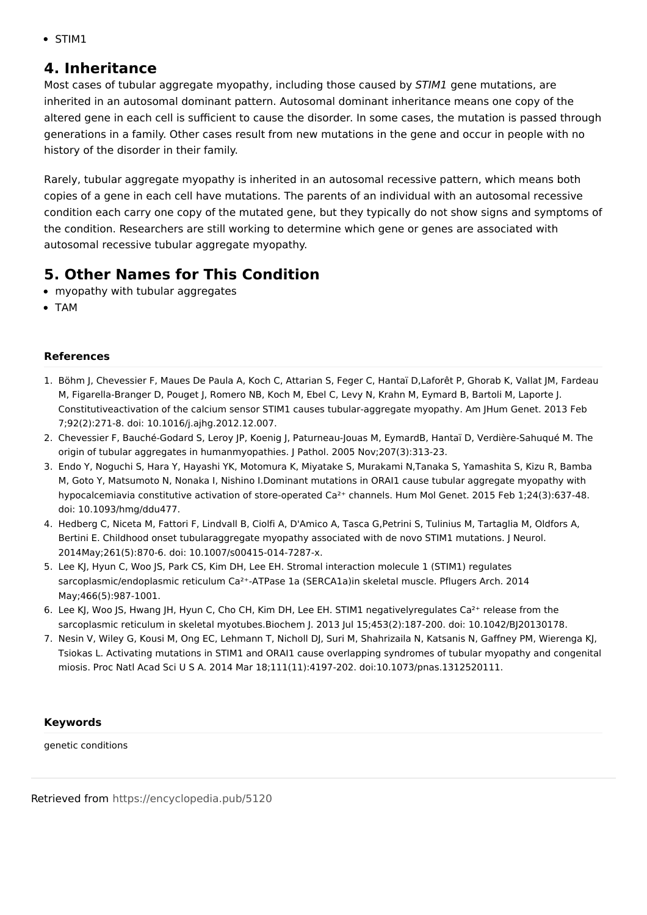- STIM1

## 4. Inheritance

Most cases of tubular aggregate myopathy, including those caused by *STIM1* gene mutations, are inherited in an autosomal dominant pattern. Autosomal dominant inheritance means one copy of the altered gene in each cell is sufficient to cause the disorder. In some cases, the mutation is passed through generations in a family. Other cases result from new mutations in the gene and occur in people with no history of the disorder in their family.

Rarely, tubular aggregate myopathy is inherited in an autosomal recessive pattern, which means both copies of a gene in each cell have mutations. The parents of an individual with an autosomal recessive condition each carry one copy of the mutated gene, but they typically do not show signs and symptoms of the condition. Researchers are still working to determine which gene or genes are associated with autosomal recessive tubular aggregate myopathy.

## 5. Other Names for This Condition

- myopathy with tubular aggregates
- TAM

### References

1. Böhm J, Chevessier F, Maues De Paula A, Koch C, Attarian S, Feger C, Hantaï D,Laforêt P, Ghorab K, Vallat JM, Fardeau M, Figarella-Branger D, Pouget J, Romero NB, Koch M, Ebel C, Levy N, Krahn M, Eymard B, Bartoli M, Laporte J. Constitutiveactivation of the calcium sensor STIM1 causes tubular-aggregate myopathy. Am JHum Genet. 2013 Feb 7;92(2):271-8. doi: 10.1016/j.ajhg.2012.12.007.
2. Chevessier F, Bauché-Godard S, Leroy JP, Koenig J, Paturneau-Jouas M, EymardB, Hantaï D, Verdière-Sahuqué M. The origin of tubular aggregates in humanmyopathies. J Pathol. 2005 Nov;207(3):313-23.
3. Endo Y, Noguchi S, Hara Y, Hayashi YK, Motomura K, Miyatake S, Murakami N,Tanaka S, Yamashita S, Kizu R, Bamba M, Goto Y, Matsumoto N, Nonaka I, Nishino I.Dominant mutations in ORAI1 cause tubular aggregate myopathy with hypocalcemiavia constitutive activation of store-operated $Ca^{2+}$ channels. Hum Mol Genet. 2015 Feb 1;24(3):637-48. doi: 10.1093/hmg/ddu477.
4. Hedberg C, Niceta M, Fattori F, Lindvall B, Ciolfi A, D'Amico A, Tasca G,Petrini S, Tulinius M, Tartaglia M, Oldfors A, Bertini E. Childhood onset tubularaggregate myopathy associated with de novo STIM1 mutations. J Neurol. 2014May;261(5):870-6. doi: 10.1007/s00415-014-7287-x.
5. Lee KJ, Hyun C, Woo JS, Park CS, Kim DH, Lee EH. Stromal interaction molecule 1 (STIM1) regulates sarcoplasmic/endoplasmic reticulum $Ca^{2+}$-ATPase 1a (SERCA1a)in skeletal muscle. Pflugers Arch. 2014 May;466(5):987-1001.
6. Lee KJ, Woo JS, Hwang JH, Hyun C, Cho CH, Kim DH, Lee EH. STIM1 negativelyregulates $Ca^{2+}$ release from the sarcoplasmic reticulum in skeletal myotubes.Biochem J. 2013 Jul 15;453(2):187-200. doi: 10.1042/BJ20130178.
7. Nesin V, Wiley G, Kousi M, Ong EC, Lehmann T, Nicholl DJ, Suri M, Shahrizaila N, Katsanis N, Gaffney PM, Wierenga KJ, Tsiokas L. Activating mutations in STIM1 and ORAI1 cause overlapping syndromes of tubular myopathy and congenital miosis. Proc Natl Acad Sci U S A. 2014 Mar 18;111(11):4197-202. doi:10.1073/pnas.1312520111.

### Keywords

genetic conditions

Retrieved from https://encyclopedia.pub/5120